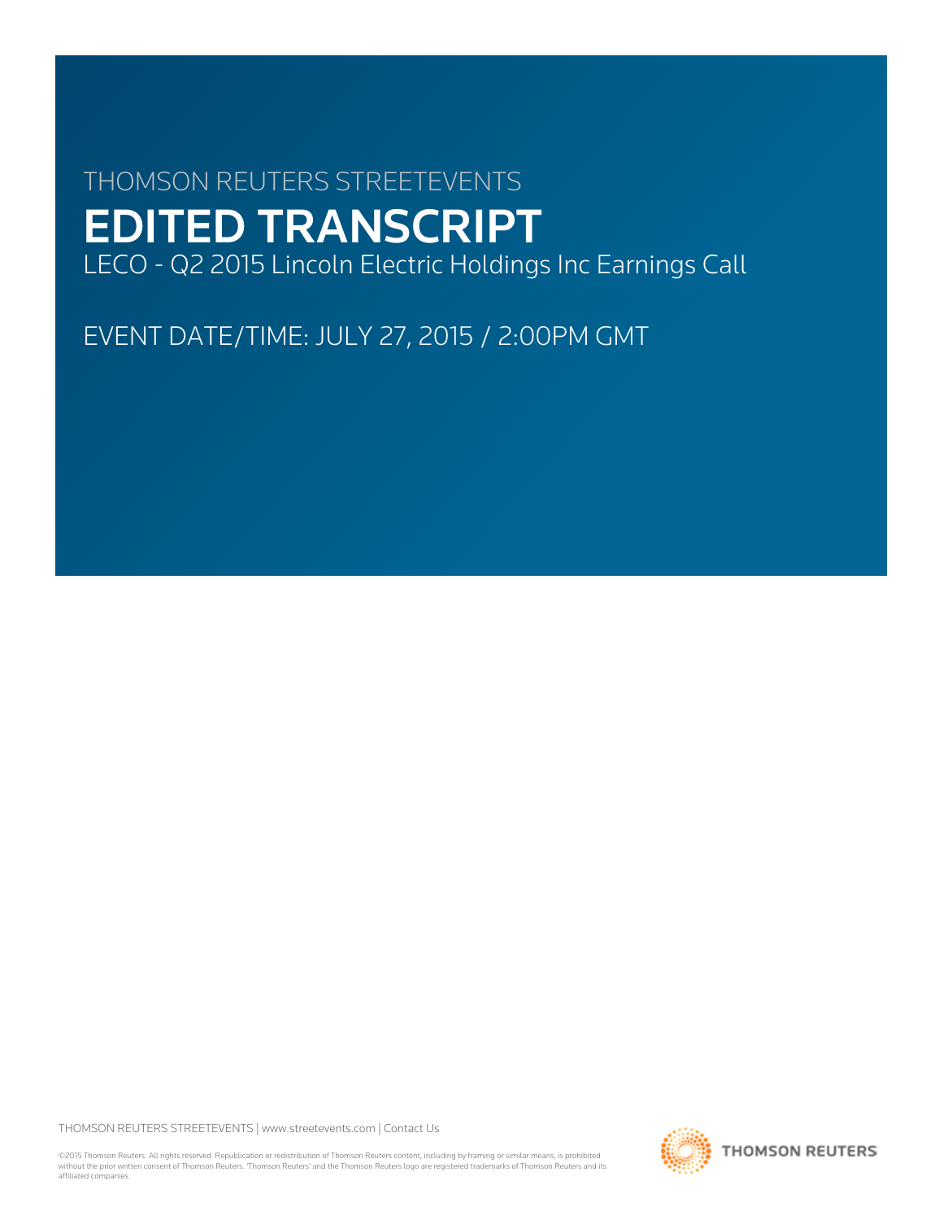THOMSON REUTERS STREETEVENTS

# EDITED TRANSCRIPT

LECO - Q2 2015 Lincoln Electric Holdings Inc Earnings Call

EVENT DATE/TIME: JULY 27, 2015 / 2:00PM GMT

THOMSON REUTERS STREETEVENTS | www.streetevents.com | Contact Us

©2015 Thomson Reuters. All rights reserved. Republication or redistribution of Thomson Reuters content, including by framing or similar means, is prohibited without the prior written consent of Thomson Reuters. 'Thomson Reuters' and the Thomson Reuters logo are registered trademarks of Thomson Reuters and its affiliated companies.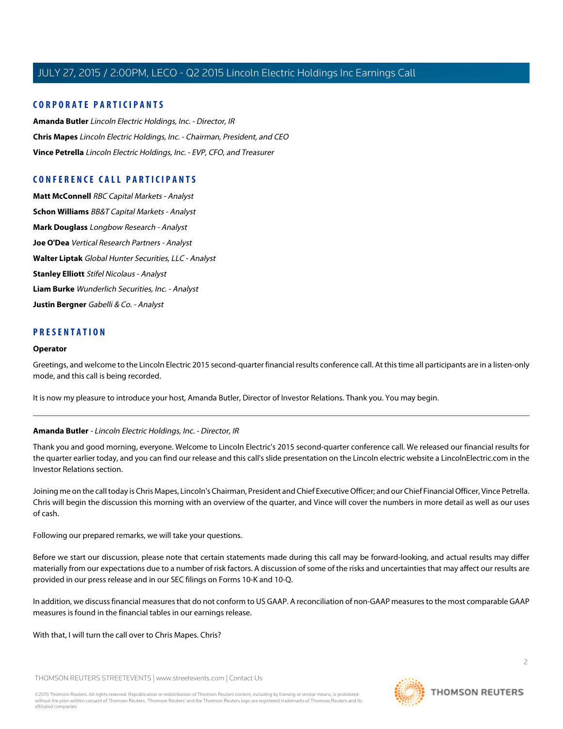## CORPORATE PARTICIPANTS

**Amanda Butler** *Lincoln Electric Holdings, Inc. - Director, IR*

**Chris Mapes** *Lincoln Electric Holdings, Inc. - Chairman, President, and CEO*

**Vince Petrella** *Lincoln Electric Holdings, Inc. - EVP, CFO, and Treasurer*

## CONFERENCE CALL PARTICIPANTS

**Matt McConnell** *RBC Capital Markets - Analyst*

**Schon Williams** *BB&T Capital Markets - Analyst*

**Mark Douglass** *Longbow Research - Analyst*

**Joe O'Dea** *Vertical Research Partners - Analyst*

**Walter Liptak** *Global Hunter Securities, LLC - Analyst*

**Stanley Elliott** *Stifel Nicolaus - Analyst*

**Liam Burke** *Wunderlich Securities, Inc. - Analyst*

**Justin Bergner** *Gabelli & Co. - Analyst*

## PRESENTATION

**Operator**

Greetings, and welcome to the Lincoln Electric 2015 second-quarter financial results conference call. At this time all participants are in a listen-only mode, and this call is being recorded.

It is now my pleasure to introduce your host, Amanda Butler, Director of Investor Relations. Thank you. You may begin.

---

**Amanda Butler** - *Lincoln Electric Holdings, Inc. - Director, IR*

Thank you and good morning, everyone. Welcome to Lincoln Electric's 2015 second-quarter conference call. We released our financial results for the quarter earlier today, and you can find our release and this call's slide presentation on the Lincoln electric website a LincolnElectric.com in the Investor Relations section.

Joining me on the call today is Chris Mapes, Lincoln's Chairman, President and Chief Executive Officer; and our Chief Financial Officer, Vince Petrella. Chris will begin the discussion this morning with an overview of the quarter, and Vince will cover the numbers in more detail as well as our uses of cash.

Following our prepared remarks, we will take your questions.

Before we start our discussion, please note that certain statements made during this call may be forward-looking, and actual results may differ materially from our expectations due to a number of risk factors. A discussion of some of the risks and uncertainties that may affect our results are provided in our press release and in our SEC filings on Forms 10-K and 10-Q.

In addition, we discuss financial measures that do not conform to US GAAP. A reconciliation of non-GAAP measures to the most comparable GAAP measures is found in the financial tables in our earnings release.

With that, I will turn the call over to Chris Mapes. Chris?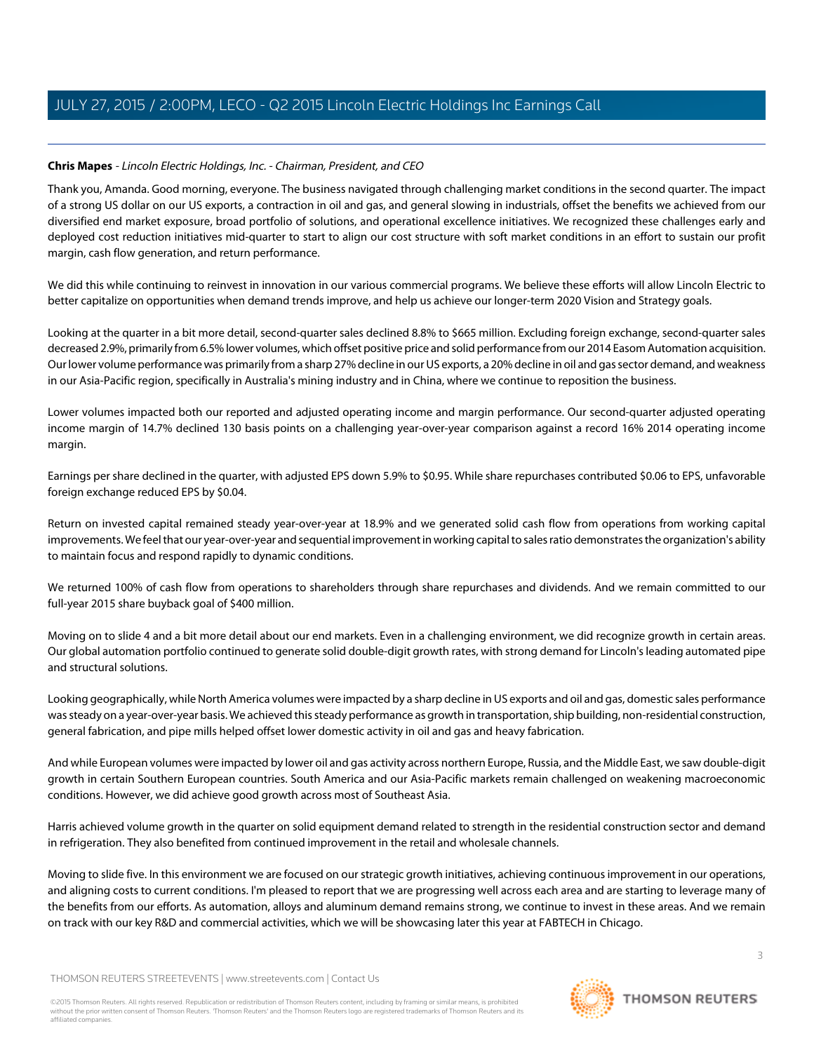**Chris Mapes** - *Lincoln Electric Holdings, Inc. - Chairman, President, and CEO*

Thank you, Amanda. Good morning, everyone. The business navigated through challenging market conditions in the second quarter. The impact of a strong US dollar on our US exports, a contraction in oil and gas, and general slowing in industrials, offset the benefits we achieved from our diversified end market exposure, broad portfolio of solutions, and operational excellence initiatives. We recognized these challenges early and deployed cost reduction initiatives mid-quarter to start to align our cost structure with soft market conditions in an effort to sustain our profit margin, cash flow generation, and return performance.

We did this while continuing to reinvest in innovation in our various commercial programs. We believe these efforts will allow Lincoln Electric to better capitalize on opportunities when demand trends improve, and help us achieve our longer-term 2020 Vision and Strategy goals.

Looking at the quarter in a bit more detail, second-quarter sales declined 8.8% to $665 million. Excluding foreign exchange, second-quarter sales decreased 2.9%, primarily from 6.5% lower volumes, which offset positive price and solid performance from our 2014 Easom Automation acquisition. Our lower volume performance was primarily from a sharp 27% decline in our US exports, a 20% decline in oil and gas sector demand, and weakness in our Asia-Pacific region, specifically in Australia's mining industry and in China, where we continue to reposition the business.

Lower volumes impacted both our reported and adjusted operating income and margin performance. Our second-quarter adjusted operating income margin of 14.7% declined 130 basis points on a challenging year-over-year comparison against a record 16% 2014 operating income margin.

Earnings per share declined in the quarter, with adjusted EPS down 5.9% to $0.95. While share repurchases contributed $0.06 to EPS, unfavorable foreign exchange reduced EPS by $0.04.

Return on invested capital remained steady year-over-year at 18.9% and we generated solid cash flow from operations from working capital improvements. We feel that our year-over-year and sequential improvement in working capital to sales ratio demonstrates the organization's ability to maintain focus and respond rapidly to dynamic conditions.

We returned 100% of cash flow from operations to shareholders through share repurchases and dividends. And we remain committed to our full-year 2015 share buyback goal of $400 million.

Moving on to slide 4 and a bit more detail about our end markets. Even in a challenging environment, we did recognize growth in certain areas. Our global automation portfolio continued to generate solid double-digit growth rates, with strong demand for Lincoln's leading automated pipe and structural solutions.

Looking geographically, while North America volumes were impacted by a sharp decline in US exports and oil and gas, domestic sales performance was steady on a year-over-year basis. We achieved this steady performance as growth in transportation, ship building, non-residential construction, general fabrication, and pipe mills helped offset lower domestic activity in oil and gas and heavy fabrication.

And while European volumes were impacted by lower oil and gas activity across northern Europe, Russia, and the Middle East, we saw double-digit growth in certain Southern European countries. South America and our Asia-Pacific markets remain challenged on weakening macroeconomic conditions. However, we did achieve good growth across most of Southeast Asia.

Harris achieved volume growth in the quarter on solid equipment demand related to strength in the residential construction sector and demand in refrigeration. They also benefited from continued improvement in the retail and wholesale channels.

Moving to slide five. In this environment we are focused on our strategic growth initiatives, achieving continuous improvement in our operations, and aligning costs to current conditions. I'm pleased to report that we are progressing well across each area and are starting to leverage many of the benefits from our efforts. As automation, alloys and aluminum demand remains strong, we continue to invest in these areas. And we remain on track with our key R&D and commercial activities, which we will be showcasing later this year at FABTECH in Chicago.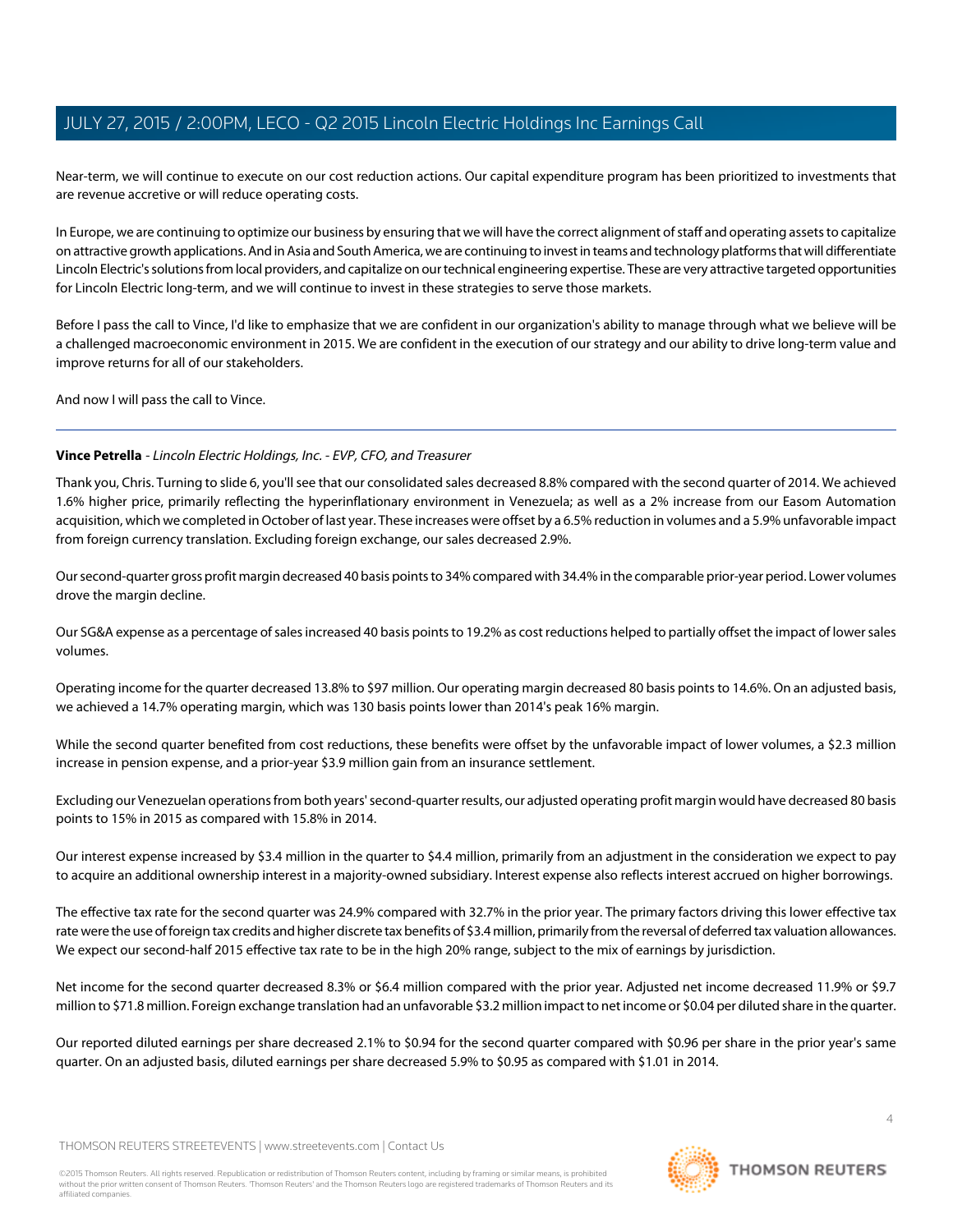Near-term, we will continue to execute on our cost reduction actions. Our capital expenditure program has been prioritized to investments that are revenue accretive or will reduce operating costs.

In Europe, we are continuing to optimize our business by ensuring that we will have the correct alignment of staff and operating assets to capitalize on attractive growth applications. And in Asia and South America, we are continuing to invest in teams and technology platforms that will differentiate Lincoln Electric's solutions from local providers, and capitalize on our technical engineering expertise. These are very attractive targeted opportunities for Lincoln Electric long-term, and we will continue to invest in these strategies to serve those markets.

Before I pass the call to Vince, I'd like to emphasize that we are confident in our organization's ability to manage through what we believe will be a challenged macroeconomic environment in 2015. We are confident in the execution of our strategy and our ability to drive long-term value and improve returns for all of our stakeholders.

And now I will pass the call to Vince.

---

**Vince Petrella** - *Lincoln Electric Holdings, Inc. - EVP, CFO, and Treasurer*

Thank you, Chris. Turning to slide 6, you'll see that our consolidated sales decreased 8.8% compared with the second quarter of 2014. We achieved 1.6% higher price, primarily reflecting the hyperinflationary environment in Venezuela; as well as a 2% increase from our Easom Automation acquisition, which we completed in October of last year. These increases were offset by a 6.5% reduction in volumes and a 5.9% unfavorable impact from foreign currency translation. Excluding foreign exchange, our sales decreased 2.9%.

Our second-quarter gross profit margin decreased 40 basis points to 34% compared with 34.4% in the comparable prior-year period. Lower volumes drove the margin decline.

Our SG&A expense as a percentage of sales increased 40 basis points to 19.2% as cost reductions helped to partially offset the impact of lower sales volumes.

Operating income for the quarter decreased 13.8% to $97 million. Our operating margin decreased 80 basis points to 14.6%. On an adjusted basis, we achieved a 14.7% operating margin, which was 130 basis points lower than 2014's peak 16% margin.

While the second quarter benefited from cost reductions, these benefits were offset by the unfavorable impact of lower volumes, a $2.3 million increase in pension expense, and a prior-year $3.9 million gain from an insurance settlement.

Excluding our Venezuelan operations from both years' second-quarter results, our adjusted operating profit margin would have decreased 80 basis points to 15% in 2015 as compared with 15.8% in 2014.

Our interest expense increased by $3.4 million in the quarter to $4.4 million, primarily from an adjustment in the consideration we expect to pay to acquire an additional ownership interest in a majority-owned subsidiary. Interest expense also reflects interest accrued on higher borrowings.

The effective tax rate for the second quarter was 24.9% compared with 32.7% in the prior year. The primary factors driving this lower effective tax rate were the use of foreign tax credits and higher discrete tax benefits of $3.4 million, primarily from the reversal of deferred tax valuation allowances. We expect our second-half 2015 effective tax rate to be in the high 20% range, subject to the mix of earnings by jurisdiction.

Net income for the second quarter decreased 8.3% or $6.4 million compared with the prior year. Adjusted net income decreased 11.9% or $9.7 million to $71.8 million. Foreign exchange translation had an unfavorable $3.2 million impact to net income or $0.04 per diluted share in the quarter.

Our reported diluted earnings per share decreased 2.1% to $0.94 for the second quarter compared with $0.96 per share in the prior year's same quarter. On an adjusted basis, diluted earnings per share decreased 5.9% to $0.95 as compared with $1.01 in 2014.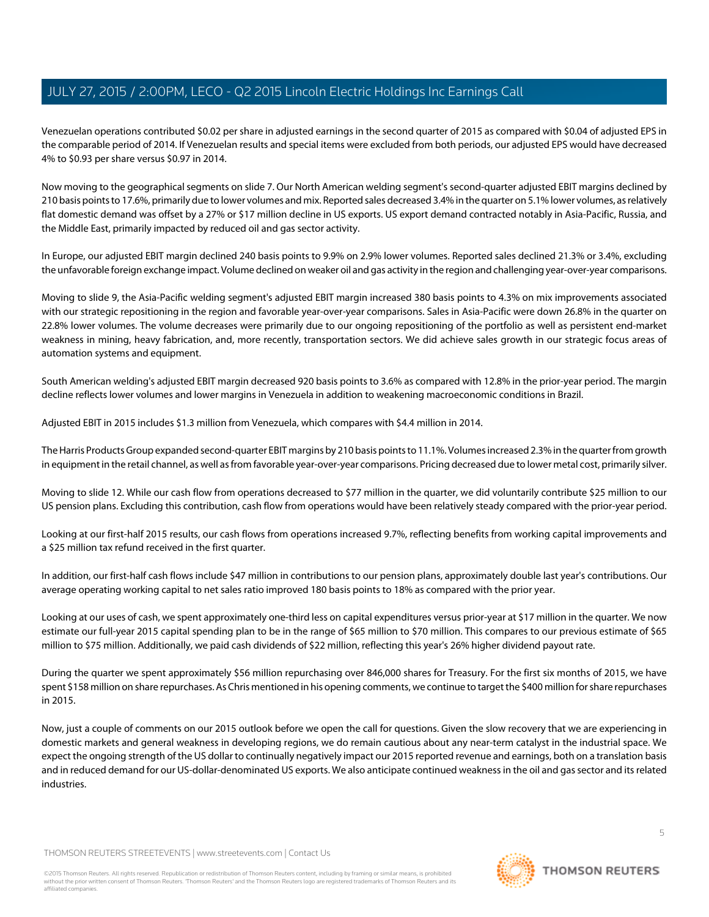Venezuelan operations contributed $0.02 per share in adjusted earnings in the second quarter of 2015 as compared with $0.04 of adjusted EPS in the comparable period of 2014. If Venezuelan results and special items were excluded from both periods, our adjusted EPS would have decreased 4% to $0.93 per share versus $0.97 in 2014.

Now moving to the geographical segments on slide 7. Our North American welding segment's second-quarter adjusted EBIT margins declined by 210 basis points to 17.6%, primarily due to lower volumes and mix. Reported sales decreased 3.4% in the quarter on 5.1% lower volumes, as relatively flat domestic demand was offset by a 27% or $17 million decline in US exports. US export demand contracted notably in Asia-Pacific, Russia, and the Middle East, primarily impacted by reduced oil and gas sector activity.

In Europe, our adjusted EBIT margin declined 240 basis points to 9.9% on 2.9% lower volumes. Reported sales declined 21.3% or 3.4%, excluding the unfavorable foreign exchange impact. Volume declined on weaker oil and gas activity in the region and challenging year-over-year comparisons.

Moving to slide 9, the Asia-Pacific welding segment's adjusted EBIT margin increased 380 basis points to 4.3% on mix improvements associated with our strategic repositioning in the region and favorable year-over-year comparisons. Sales in Asia-Pacific were down 26.8% in the quarter on 22.8% lower volumes. The volume decreases were primarily due to our ongoing repositioning of the portfolio as well as persistent end-market weakness in mining, heavy fabrication, and, more recently, transportation sectors. We did achieve sales growth in our strategic focus areas of automation systems and equipment.

South American welding's adjusted EBIT margin decreased 920 basis points to 3.6% as compared with 12.8% in the prior-year period. The margin decline reflects lower volumes and lower margins in Venezuela in addition to weakening macroeconomic conditions in Brazil.

Adjusted EBIT in 2015 includes $1.3 million from Venezuela, which compares with $4.4 million in 2014.

The Harris Products Group expanded second-quarter EBIT margins by 210 basis points to 11.1%. Volumes increased 2.3% in the quarter from growth in equipment in the retail channel, as well as from favorable year-over-year comparisons. Pricing decreased due to lower metal cost, primarily silver.

Moving to slide 12. While our cash flow from operations decreased to $77 million in the quarter, we did voluntarily contribute $25 million to our US pension plans. Excluding this contribution, cash flow from operations would have been relatively steady compared with the prior-year period.

Looking at our first-half 2015 results, our cash flows from operations increased 9.7%, reflecting benefits from working capital improvements and a $25 million tax refund received in the first quarter.

In addition, our first-half cash flows include $47 million in contributions to our pension plans, approximately double last year's contributions. Our average operating working capital to net sales ratio improved 180 basis points to 18% as compared with the prior year.

Looking at our uses of cash, we spent approximately one-third less on capital expenditures versus prior-year at $17 million in the quarter. We now estimate our full-year 2015 capital spending plan to be in the range of $65 million to $70 million. This compares to our previous estimate of $65 million to $75 million. Additionally, we paid cash dividends of $22 million, reflecting this year's 26% higher dividend payout rate.

During the quarter we spent approximately $56 million repurchasing over 846,000 shares for Treasury. For the first six months of 2015, we have spent $158 million on share repurchases. As Chris mentioned in his opening comments, we continue to target the $400 million for share repurchases in 2015.

Now, just a couple of comments on our 2015 outlook before we open the call for questions. Given the slow recovery that we are experiencing in domestic markets and general weakness in developing regions, we do remain cautious about any near-term catalyst in the industrial space. We expect the ongoing strength of the US dollar to continually negatively impact our 2015 reported revenue and earnings, both on a translation basis and in reduced demand for our US-dollar-denominated US exports. We also anticipate continued weakness in the oil and gas sector and its related industries.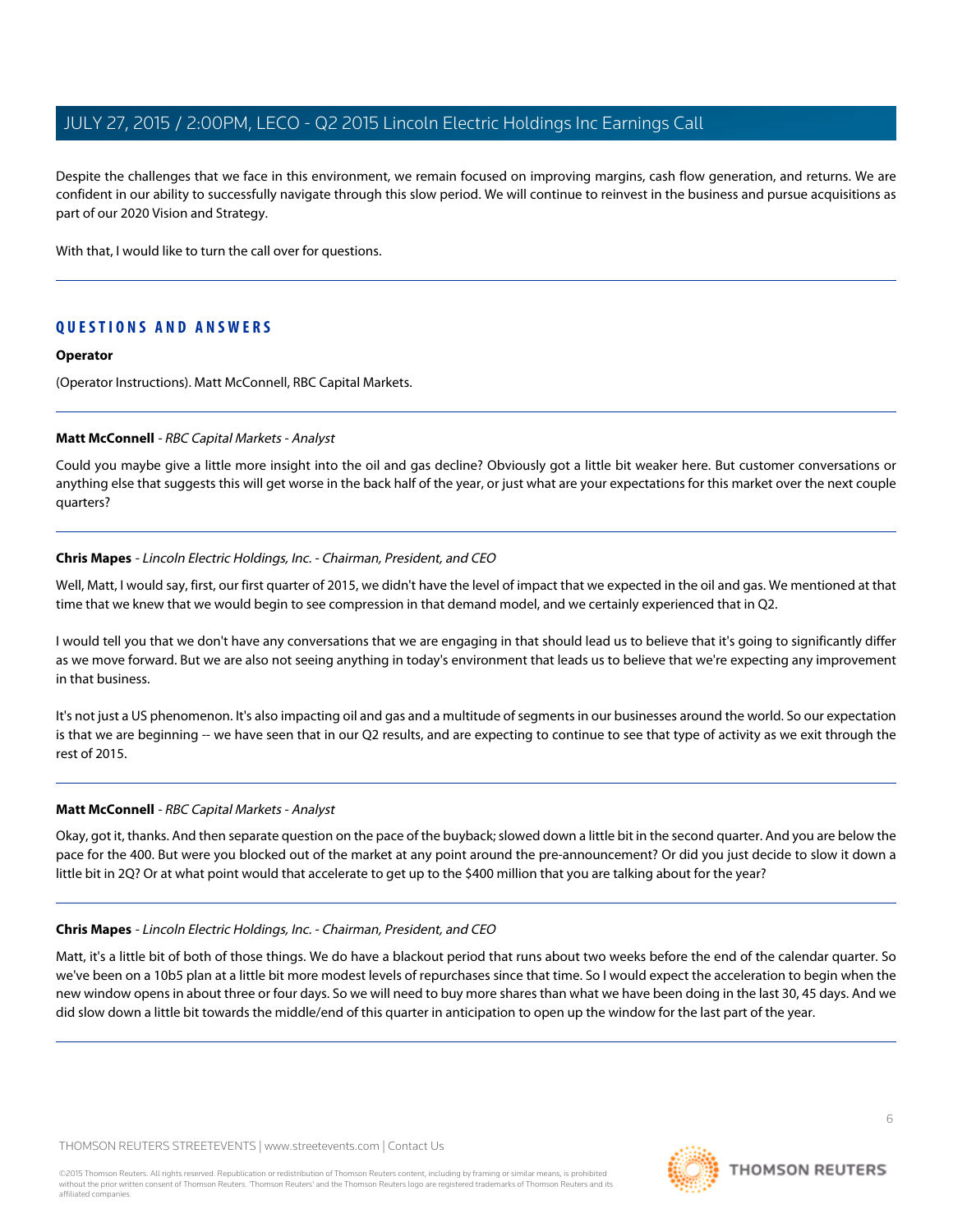Despite the challenges that we face in this environment, we remain focused on improving margins, cash flow generation, and returns. We are confident in our ability to successfully navigate through this slow period. We will continue to reinvest in the business and pursue acquisitions as part of our 2020 Vision and Strategy.

With that, I would like to turn the call over for questions.

## QUESTIONS AND ANSWERS

**Operator**

(Operator Instructions). Matt McConnell, RBC Capital Markets.

**Matt McConnell** - *RBC Capital Markets - Analyst*

Could you maybe give a little more insight into the oil and gas decline? Obviously got a little bit weaker here. But customer conversations or anything else that suggests this will get worse in the back half of the year, or just what are your expectations for this market over the next couple quarters?

**Chris Mapes** - *Lincoln Electric Holdings, Inc. - Chairman, President, and CEO*

Well, Matt, I would say, first, our first quarter of 2015, we didn't have the level of impact that we expected in the oil and gas. We mentioned at that time that we knew that we would begin to see compression in that demand model, and we certainly experienced that in Q2.

I would tell you that we don't have any conversations that we are engaging in that should lead us to believe that it's going to significantly differ as we move forward. But we are also not seeing anything in today's environment that leads us to believe that we're expecting any improvement in that business.

It's not just a US phenomenon. It's also impacting oil and gas and a multitude of segments in our businesses around the world. So our expectation is that we are beginning -- we have seen that in our Q2 results, and are expecting to continue to see that type of activity as we exit through the rest of 2015.

**Matt McConnell** - *RBC Capital Markets - Analyst*

Okay, got it, thanks. And then separate question on the pace of the buyback; slowed down a little bit in the second quarter. And you are below the pace for the 400. But were you blocked out of the market at any point around the pre-announcement? Or did you just decide to slow it down a little bit in 2Q? Or at what point would that accelerate to get up to the $400 million that you are talking about for the year?

**Chris Mapes** - *Lincoln Electric Holdings, Inc. - Chairman, President, and CEO*

Matt, it's a little bit of both of those things. We do have a blackout period that runs about two weeks before the end of the calendar quarter. So we've been on a 10b5 plan at a little bit more modest levels of repurchases since that time. So I would expect the acceleration to begin when the new window opens in about three or four days. So we will need to buy more shares than what we have been doing in the last 30, 45 days. And we did slow down a little bit towards the middle/end of this quarter in anticipation to open up the window for the last part of the year.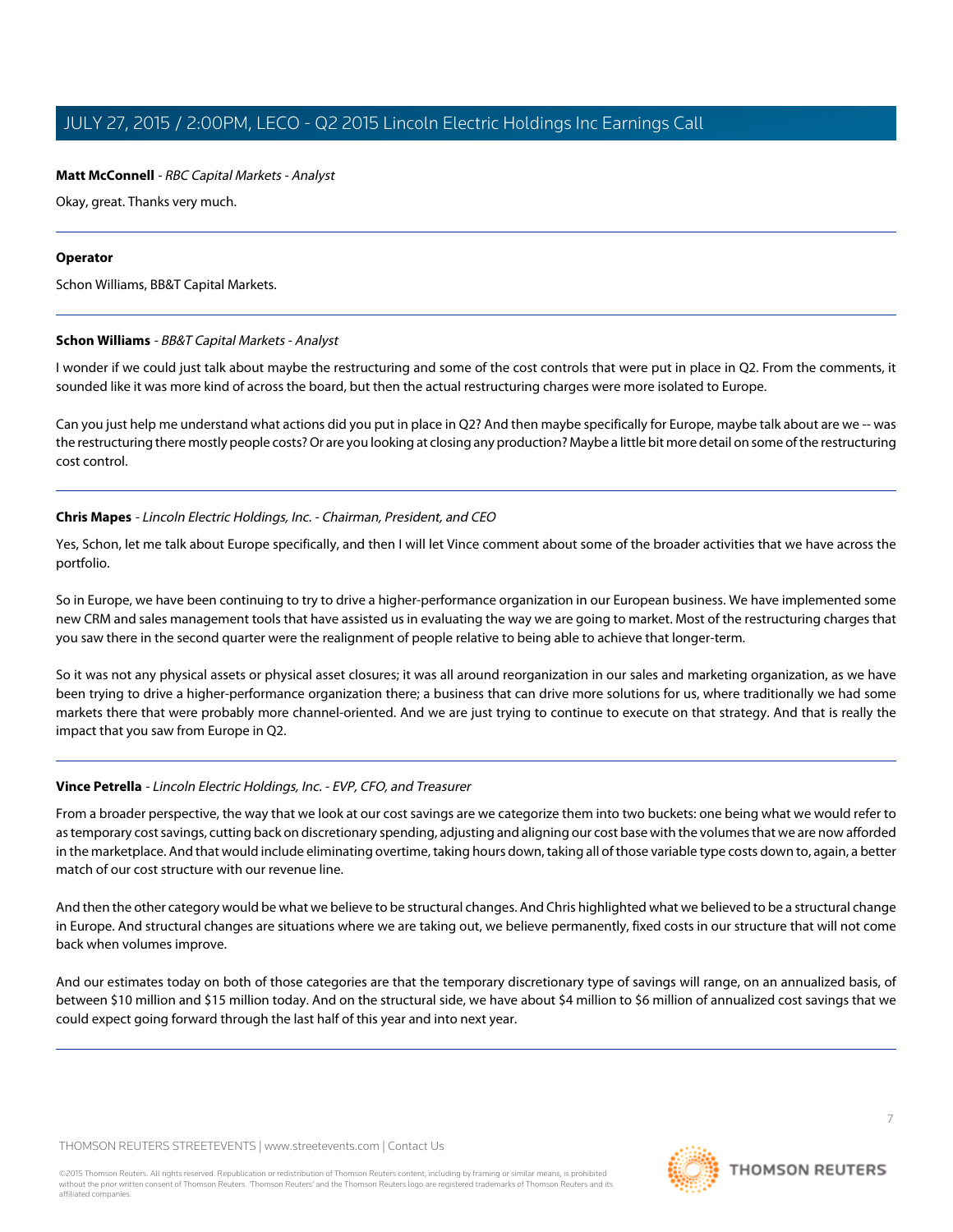**Matt McConnell** - *RBC Capital Markets - Analyst*

Okay, great. Thanks very much.

---

**Operator**

Schon Williams, BB&T Capital Markets.

---

**Schon Williams** - *BB&T Capital Markets - Analyst*

I wonder if we could just talk about maybe the restructuring and some of the cost controls that were put in place in Q2. From the comments, it sounded like it was more kind of across the board, but then the actual restructuring charges were more isolated to Europe.

Can you just help me understand what actions did you put in place in Q2? And then maybe specifically for Europe, maybe talk about are we -- was the restructuring there mostly people costs? Or are you looking at closing any production? Maybe a little bit more detail on some of the restructuring cost control.

---

**Chris Mapes** - *Lincoln Electric Holdings, Inc. - Chairman, President, and CEO*

Yes, Schon, let me talk about Europe specifically, and then I will let Vince comment about some of the broader activities that we have across the portfolio.

So in Europe, we have been continuing to try to drive a higher-performance organization in our European business. We have implemented some new CRM and sales management tools that have assisted us in evaluating the way we are going to market. Most of the restructuring charges that you saw there in the second quarter were the realignment of people relative to being able to achieve that longer-term.

So it was not any physical assets or physical asset closures; it was all around reorganization in our sales and marketing organization, as we have been trying to drive a higher-performance organization there; a business that can drive more solutions for us, where traditionally we had some markets there that were probably more channel-oriented. And we are just trying to continue to execute on that strategy. And that is really the impact that you saw from Europe in Q2.

---

**Vince Petrella** - *Lincoln Electric Holdings, Inc. - EVP, CFO, and Treasurer*

From a broader perspective, the way that we look at our cost savings are we categorize them into two buckets: one being what we would refer to as temporary cost savings, cutting back on discretionary spending, adjusting and aligning our cost base with the volumes that we are now afforded in the marketplace. And that would include eliminating overtime, taking hours down, taking all of those variable type costs down to, again, a better match of our cost structure with our revenue line.

And then the other category would be what we believe to be structural changes. And Chris highlighted what we believed to be a structural change in Europe. And structural changes are situations where we are taking out, we believe permanently, fixed costs in our structure that will not come back when volumes improve.

And our estimates today on both of those categories are that the temporary discretionary type of savings will range, on an annualized basis, of between $10 million and $15 million today. And on the structural side, we have about $4 million to $6 million of annualized cost savings that we could expect going forward through the last half of this year and into next year.

---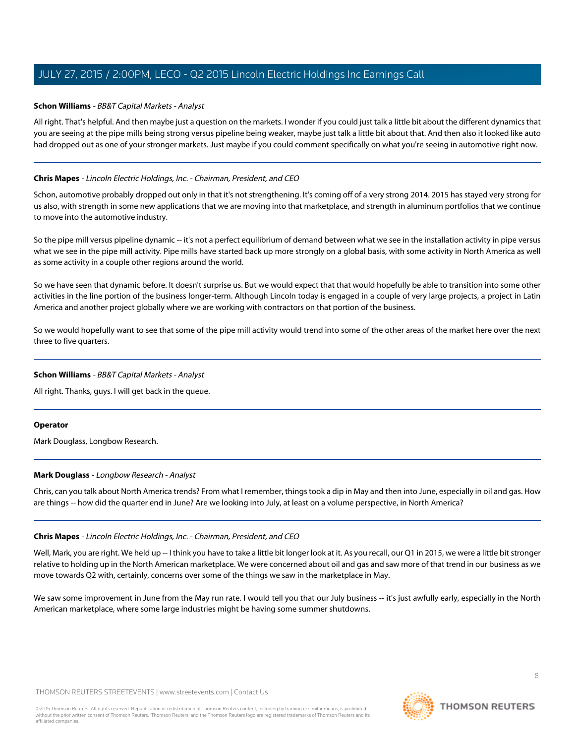**Schon Williams** - *BB&T Capital Markets - Analyst*

All right. That's helpful. And then maybe just a question on the markets. I wonder if you could just talk a little bit about the different dynamics that you are seeing at the pipe mills being strong versus pipeline being weaker, maybe just talk a little bit about that. And then also it looked like auto had dropped out as one of your stronger markets. Just maybe if you could comment specifically on what you're seeing in automotive right now.

---

**Chris Mapes** - *Lincoln Electric Holdings, Inc. - Chairman, President, and CEO*

Schon, automotive probably dropped out only in that it's not strengthening. It's coming off of a very strong 2014. 2015 has stayed very strong for us also, with strength in some new applications that we are moving into that marketplace, and strength in aluminum portfolios that we continue to move into the automotive industry.

So the pipe mill versus pipeline dynamic -- it's not a perfect equilibrium of demand between what we see in the installation activity in pipe versus what we see in the pipe mill activity. Pipe mills have started back up more strongly on a global basis, with some activity in North America as well as some activity in a couple other regions around the world.

So we have seen that dynamic before. It doesn't surprise us. But we would expect that that would hopefully be able to transition into some other activities in the line portion of the business longer-term. Although Lincoln today is engaged in a couple of very large projects, a project in Latin America and another project globally where we are working with contractors on that portion of the business.

So we would hopefully want to see that some of the pipe mill activity would trend into some of the other areas of the market here over the next three to five quarters.

---

**Schon Williams** - *BB&T Capital Markets - Analyst*

All right. Thanks, guys. I will get back in the queue.

---

**Operator**

Mark Douglass, Longbow Research.

---

**Mark Douglass** - *Longbow Research - Analyst*

Chris, can you talk about North America trends? From what I remember, things took a dip in May and then into June, especially in oil and gas. How are things -- how did the quarter end in June? Are we looking into July, at least on a volume perspective, in North America?

---

**Chris Mapes** - *Lincoln Electric Holdings, Inc. - Chairman, President, and CEO*

Well, Mark, you are right. We held up -- I think you have to take a little bit longer look at it. As you recall, our Q1 in 2015, we were a little bit stronger relative to holding up in the North American marketplace. We were concerned about oil and gas and saw more of that trend in our business as we move towards Q2 with, certainly, concerns over some of the things we saw in the marketplace in May.

We saw some improvement in June from the May run rate. I would tell you that our July business -- it's just awfully early, especially in the North American marketplace, where some large industries might be having some summer shutdowns.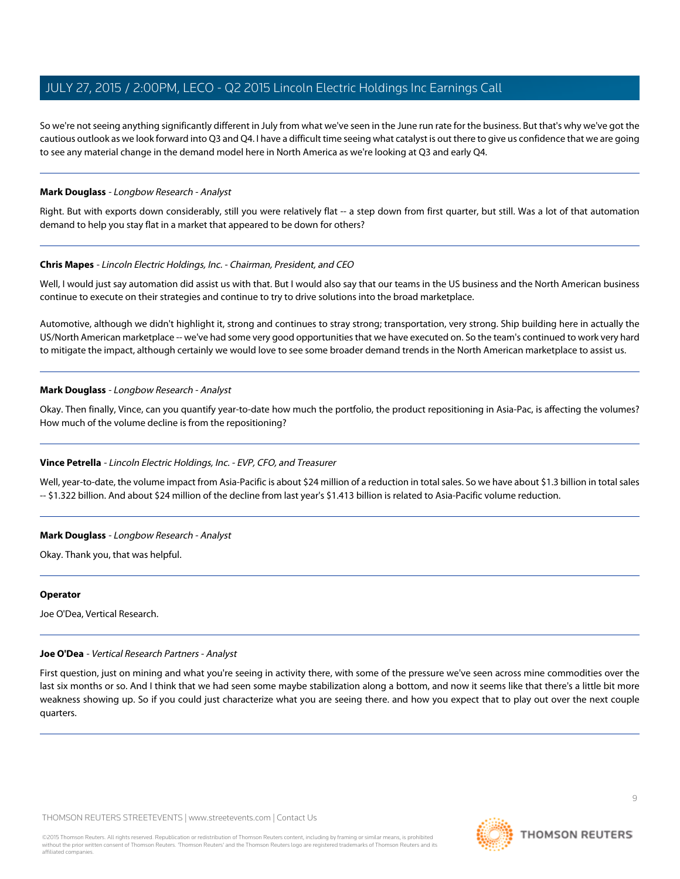So we're not seeing anything significantly different in July from what we've seen in the June run rate for the business. But that's why we've got the cautious outlook as we look forward into Q3 and Q4. I have a difficult time seeing what catalyst is out there to give us confidence that we are going to see any material change in the demand model here in North America as we're looking at Q3 and early Q4.

---

**Mark Douglass** - *Longbow Research - Analyst*

Right. But with exports down considerably, still you were relatively flat -- a step down from first quarter, but still. Was a lot of that automation demand to help you stay flat in a market that appeared to be down for others?

---

**Chris Mapes** - *Lincoln Electric Holdings, Inc. - Chairman, President, and CEO*

Well, I would just say automation did assist us with that. But I would also say that our teams in the US business and the North American business continue to execute on their strategies and continue to try to drive solutions into the broad marketplace.

Automotive, although we didn't highlight it, strong and continues to stray strong; transportation, very strong. Ship building here in actually the US/North American marketplace -- we've had some very good opportunities that we have executed on. So the team's continued to work very hard to mitigate the impact, although certainly we would love to see some broader demand trends in the North American marketplace to assist us.

---

**Mark Douglass** - *Longbow Research - Analyst*

Okay. Then finally, Vince, can you quantify year-to-date how much the portfolio, the product repositioning in Asia-Pac, is affecting the volumes? How much of the volume decline is from the repositioning?

---

**Vince Petrella** - *Lincoln Electric Holdings, Inc. - EVP, CFO, and Treasurer*

Well, year-to-date, the volume impact from Asia-Pacific is about $24 million of a reduction in total sales. So we have about $1.3 billion in total sales -- $1.322 billion. And about $24 million of the decline from last year's $1.413 billion is related to Asia-Pacific volume reduction.

---

**Mark Douglass** - *Longbow Research - Analyst*

Okay. Thank you, that was helpful.

---

**Operator**

Joe O'Dea, Vertical Research.

---

**Joe O'Dea** - *Vertical Research Partners - Analyst*

First question, just on mining and what you're seeing in activity there, with some of the pressure we've seen across mine commodities over the last six months or so. And I think that we had seen some maybe stabilization along a bottom, and now it seems like that there's a little bit more weakness showing up. So if you could just characterize what you are seeing there. and how you expect that to play out over the next couple quarters.

---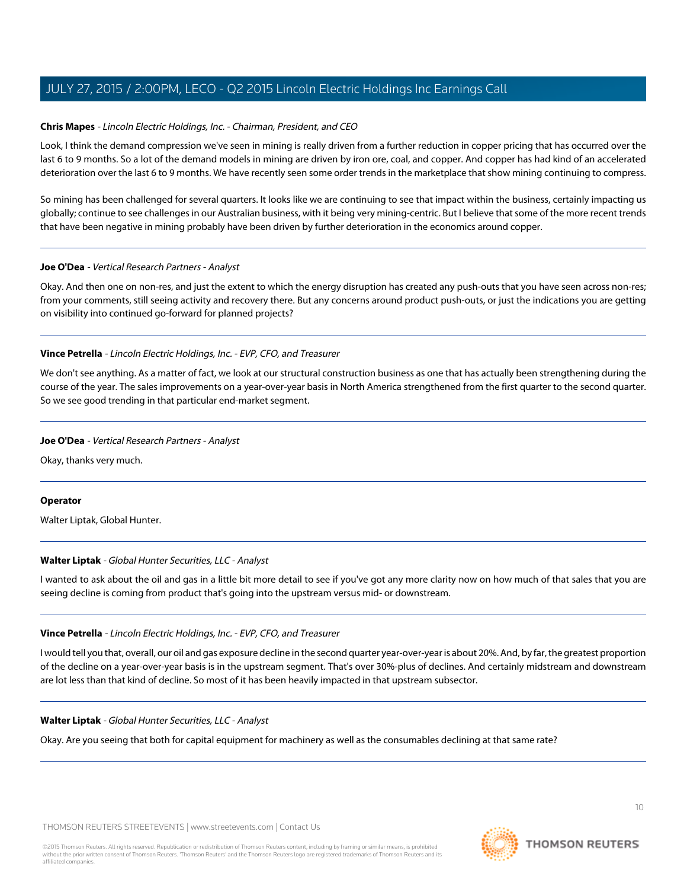**Chris Mapes** - *Lincoln Electric Holdings, Inc. - Chairman, President, and CEO*

Look, I think the demand compression we've seen in mining is really driven from a further reduction in copper pricing that has occurred over the last 6 to 9 months. So a lot of the demand models in mining are driven by iron ore, coal, and copper. And copper has had kind of an accelerated deterioration over the last 6 to 9 months. We have recently seen some order trends in the marketplace that show mining continuing to compress.

So mining has been challenged for several quarters. It looks like we are continuing to see that impact within the business, certainly impacting us globally; continue to see challenges in our Australian business, with it being very mining-centric. But I believe that some of the more recent trends that have been negative in mining probably have been driven by further deterioration in the economics around copper.

---

**Joe O'Dea** - *Vertical Research Partners - Analyst*

Okay. And then one on non-res, and just the extent to which the energy disruption has created any push-outs that you have seen across non-res; from your comments, still seeing activity and recovery there. But any concerns around product push-outs, or just the indications you are getting on visibility into continued go-forward for planned projects?

---

**Vince Petrella** - *Lincoln Electric Holdings, Inc. - EVP, CFO, and Treasurer*

We don't see anything. As a matter of fact, we look at our structural construction business as one that has actually been strengthening during the course of the year. The sales improvements on a year-over-year basis in North America strengthened from the first quarter to the second quarter. So we see good trending in that particular end-market segment.

---

**Joe O'Dea** - *Vertical Research Partners - Analyst*

Okay, thanks very much.

---

**Operator**

Walter Liptak, Global Hunter.

---

**Walter Liptak** - *Global Hunter Securities, LLC - Analyst*

I wanted to ask about the oil and gas in a little bit more detail to see if you've got any more clarity now on how much of that sales that you are seeing decline is coming from product that's going into the upstream versus mid- or downstream.

---

**Vince Petrella** - *Lincoln Electric Holdings, Inc. - EVP, CFO, and Treasurer*

I would tell you that, overall, our oil and gas exposure decline in the second quarter year-over-year is about 20%. And, by far, the greatest proportion of the decline on a year-over-year basis is in the upstream segment. That's over 30%-plus of declines. And certainly midstream and downstream are lot less than that kind of decline. So most of it has been heavily impacted in that upstream subsector.

---

**Walter Liptak** - *Global Hunter Securities, LLC - Analyst*

Okay. Are you seeing that both for capital equipment for machinery as well as the consumables declining at that same rate?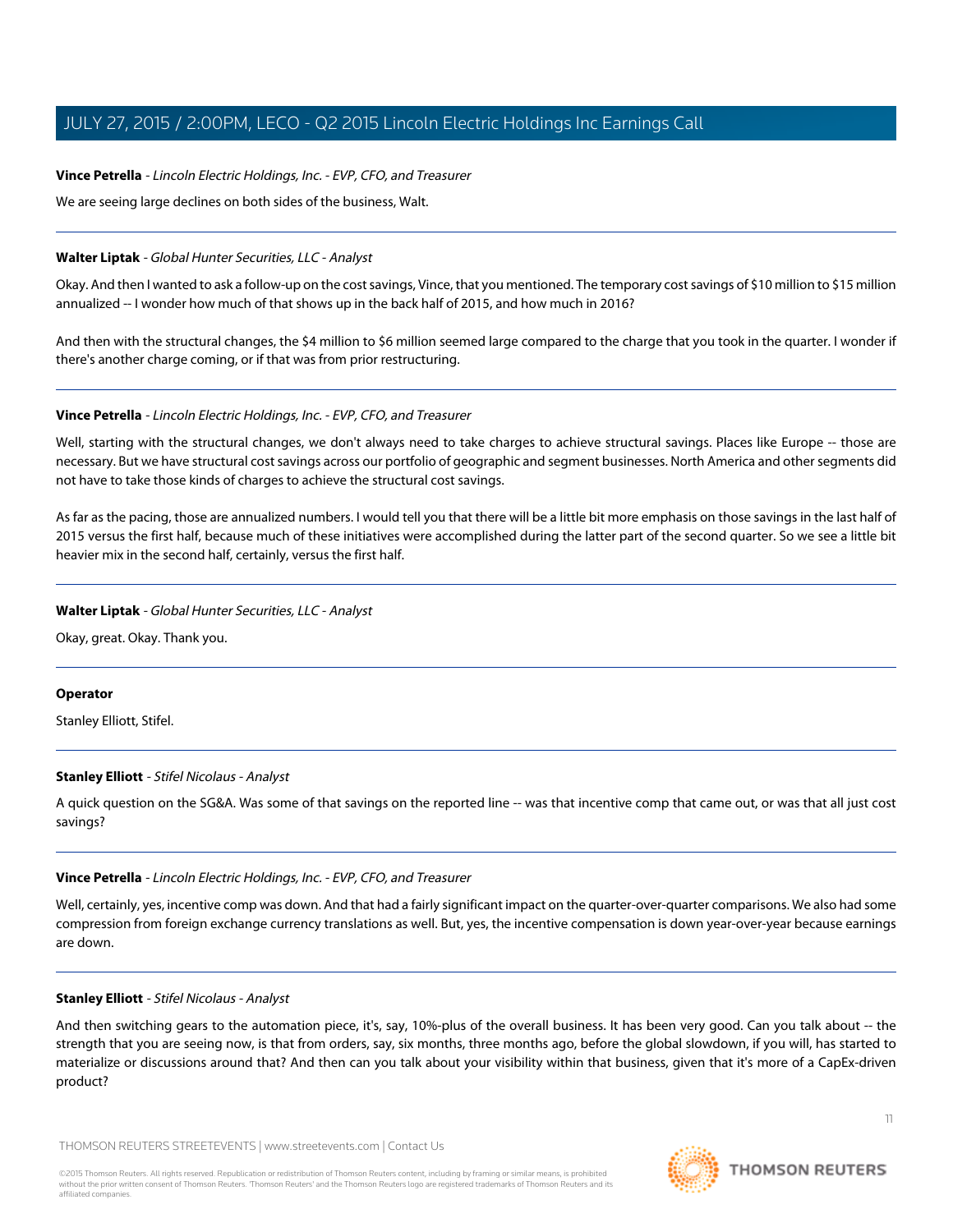**Vince Petrella** - *Lincoln Electric Holdings, Inc. - EVP, CFO, and Treasurer*

We are seeing large declines on both sides of the business, Walt.

---

**Walter Liptak** - *Global Hunter Securities, LLC - Analyst*

Okay. And then I wanted to ask a follow-up on the cost savings, Vince, that you mentioned. The temporary cost savings of $10 million to $15 million annualized -- I wonder how much of that shows up in the back half of 2015, and how much in 2016?

And then with the structural changes, the $4 million to $6 million seemed large compared to the charge that you took in the quarter. I wonder if there's another charge coming, or if that was from prior restructuring.

---

**Vince Petrella** - *Lincoln Electric Holdings, Inc. - EVP, CFO, and Treasurer*

Well, starting with the structural changes, we don't always need to take charges to achieve structural savings. Places like Europe -- those are necessary. But we have structural cost savings across our portfolio of geographic and segment businesses. North America and other segments did not have to take those kinds of charges to achieve the structural cost savings.

As far as the pacing, those are annualized numbers. I would tell you that there will be a little bit more emphasis on those savings in the last half of 2015 versus the first half, because much of these initiatives were accomplished during the latter part of the second quarter. So we see a little bit heavier mix in the second half, certainly, versus the first half.

---

**Walter Liptak** - *Global Hunter Securities, LLC - Analyst*

Okay, great. Okay. Thank you.

---

**Operator**

Stanley Elliott, Stifel.

---

**Stanley Elliott** - *Stifel Nicolaus - Analyst*

A quick question on the SG&A. Was some of that savings on the reported line -- was that incentive comp that came out, or was that all just cost savings?

---

**Vince Petrella** - *Lincoln Electric Holdings, Inc. - EVP, CFO, and Treasurer*

Well, certainly, yes, incentive comp was down. And that had a fairly significant impact on the quarter-over-quarter comparisons. We also had some compression from foreign exchange currency translations as well. But, yes, the incentive compensation is down year-over-year because earnings are down.

---

**Stanley Elliott** - *Stifel Nicolaus - Analyst*

And then switching gears to the automation piece, it's, say, 10%-plus of the overall business. It has been very good. Can you talk about -- the strength that you are seeing now, is that from orders, say, six months, three months ago, before the global slowdown, if you will, has started to materialize or discussions around that? And then can you talk about your visibility within that business, given that it's more of a CapEx-driven product?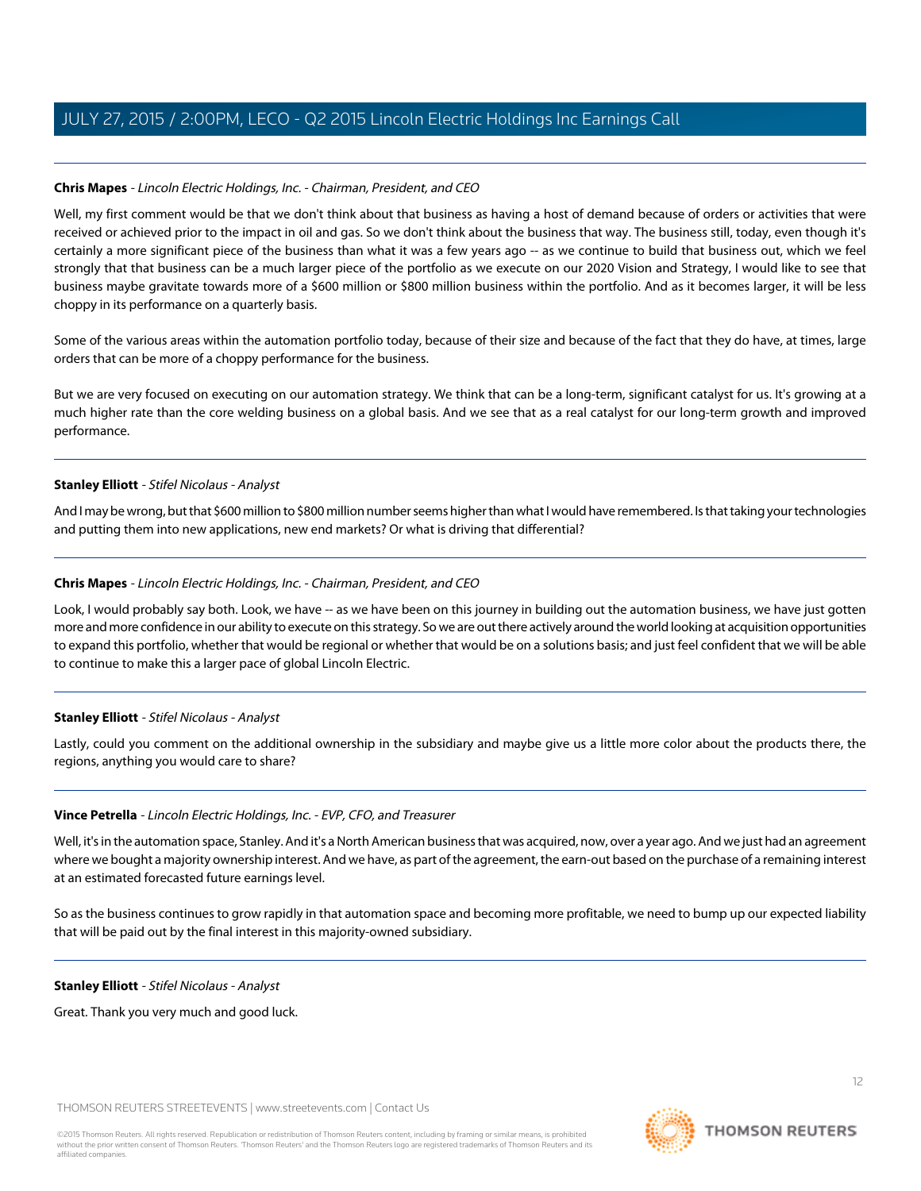**Chris Mapes** - *Lincoln Electric Holdings, Inc. - Chairman, President, and CEO*

Well, my first comment would be that we don't think about that business as having a host of demand because of orders or activities that were received or achieved prior to the impact in oil and gas. So we don't think about the business that way. The business still, today, even though it's certainly a more significant piece of the business than what it was a few years ago -- as we continue to build that business out, which we feel strongly that that business can be a much larger piece of the portfolio as we execute on our 2020 Vision and Strategy, I would like to see that business maybe gravitate towards more of a $600 million or $800 million business within the portfolio. And as it becomes larger, it will be less choppy in its performance on a quarterly basis.

Some of the various areas within the automation portfolio today, because of their size and because of the fact that they do have, at times, large orders that can be more of a choppy performance for the business.

But we are very focused on executing on our automation strategy. We think that can be a long-term, significant catalyst for us. It's growing at a much higher rate than the core welding business on a global basis. And we see that as a real catalyst for our long-term growth and improved performance.

---

**Stanley Elliott** - *Stifel Nicolaus - Analyst*

And I may be wrong, but that $600 million to $800 million number seems higher than what I would have remembered. Is that taking your technologies and putting them into new applications, new end markets? Or what is driving that differential?

---

**Chris Mapes** - *Lincoln Electric Holdings, Inc. - Chairman, President, and CEO*

Look, I would probably say both. Look, we have -- as we have been on this journey in building out the automation business, we have just gotten more and more confidence in our ability to execute on this strategy. So we are out there actively around the world looking at acquisition opportunities to expand this portfolio, whether that would be regional or whether that would be on a solutions basis; and just feel confident that we will be able to continue to make this a larger pace of global Lincoln Electric.

---

**Stanley Elliott** - *Stifel Nicolaus - Analyst*

Lastly, could you comment on the additional ownership in the subsidiary and maybe give us a little more color about the products there, the regions, anything you would care to share?

---

**Vince Petrella** - *Lincoln Electric Holdings, Inc. - EVP, CFO, and Treasurer*

Well, it's in the automation space, Stanley. And it's a North American business that was acquired, now, over a year ago. And we just had an agreement where we bought a majority ownership interest. And we have, as part of the agreement, the earn-out based on the purchase of a remaining interest at an estimated forecasted future earnings level.

So as the business continues to grow rapidly in that automation space and becoming more profitable, we need to bump up our expected liability that will be paid out by the final interest in this majority-owned subsidiary.

---

**Stanley Elliott** - *Stifel Nicolaus - Analyst*

Great. Thank you very much and good luck.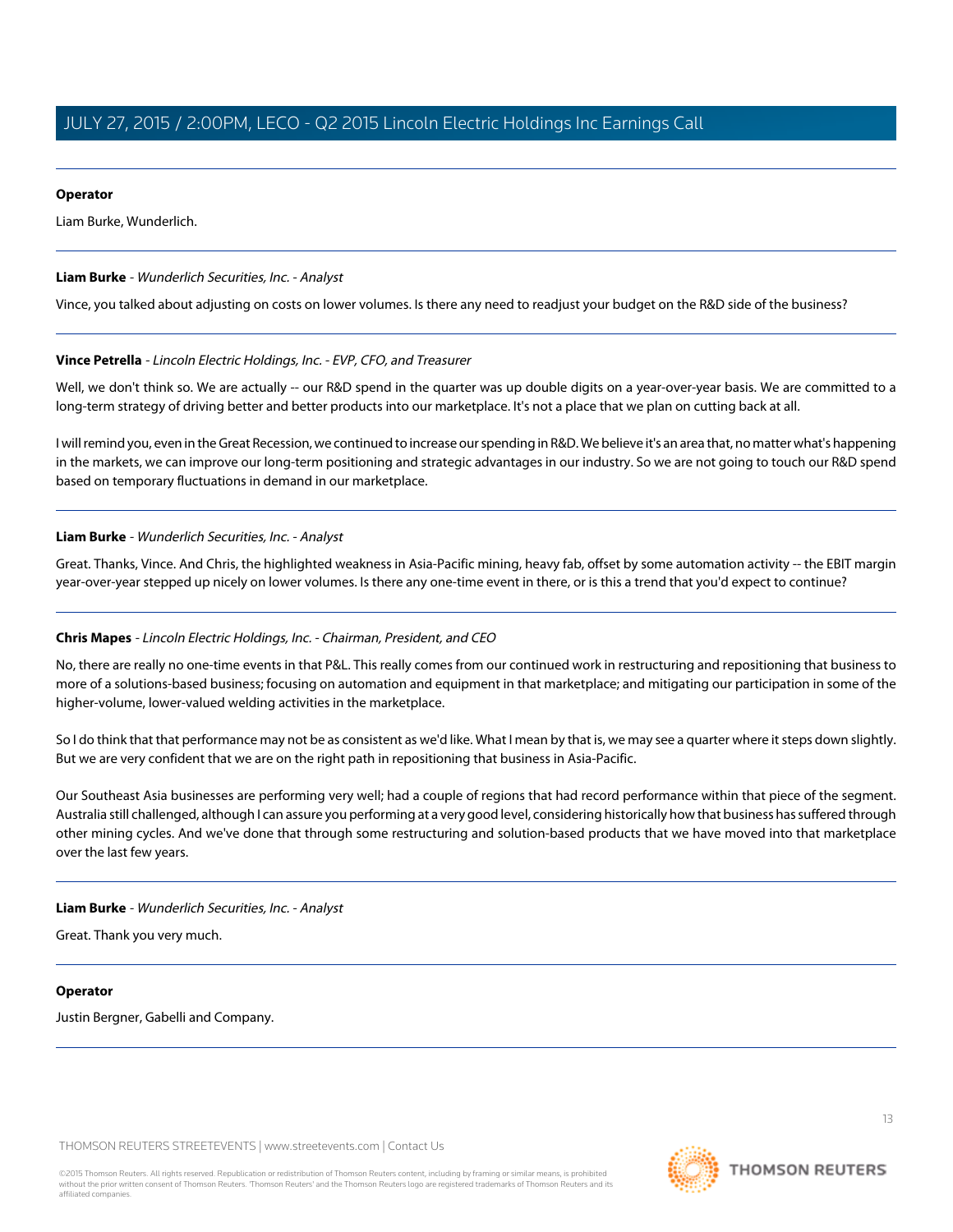**Operator**

Liam Burke, Wunderlich.

---

**Liam Burke** - *Wunderlich Securities, Inc. - Analyst*

Vince, you talked about adjusting on costs on lower volumes. Is there any need to readjust your budget on the R&D side of the business?

---

**Vince Petrella** - *Lincoln Electric Holdings, Inc. - EVP, CFO, and Treasurer*

Well, we don't think so. We are actually -- our R&D spend in the quarter was up double digits on a year-over-year basis. We are committed to a long-term strategy of driving better and better products into our marketplace. It's not a place that we plan on cutting back at all.

I will remind you, even in the Great Recession, we continued to increase our spending in R&D. We believe it's an area that, no matter what's happening in the markets, we can improve our long-term positioning and strategic advantages in our industry. So we are not going to touch our R&D spend based on temporary fluctuations in demand in our marketplace.

---

**Liam Burke** - *Wunderlich Securities, Inc. - Analyst*

Great. Thanks, Vince. And Chris, the highlighted weakness in Asia-Pacific mining, heavy fab, offset by some automation activity -- the EBIT margin year-over-year stepped up nicely on lower volumes. Is there any one-time event in there, or is this a trend that you'd expect to continue?

---

**Chris Mapes** - *Lincoln Electric Holdings, Inc. - Chairman, President, and CEO*

No, there are really no one-time events in that P&L. This really comes from our continued work in restructuring and repositioning that business to more of a solutions-based business; focusing on automation and equipment in that marketplace; and mitigating our participation in some of the higher-volume, lower-valued welding activities in the marketplace.

So I do think that that performance may not be as consistent as we'd like. What I mean by that is, we may see a quarter where it steps down slightly. But we are very confident that we are on the right path in repositioning that business in Asia-Pacific.

Our Southeast Asia businesses are performing very well; had a couple of regions that had record performance within that piece of the segment. Australia still challenged, although I can assure you performing at a very good level, considering historically how that business has suffered through other mining cycles. And we've done that through some restructuring and solution-based products that we have moved into that marketplace over the last few years.

---

**Liam Burke** - *Wunderlich Securities, Inc. - Analyst*

Great. Thank you very much.

---

**Operator**

Justin Bergner, Gabelli and Company.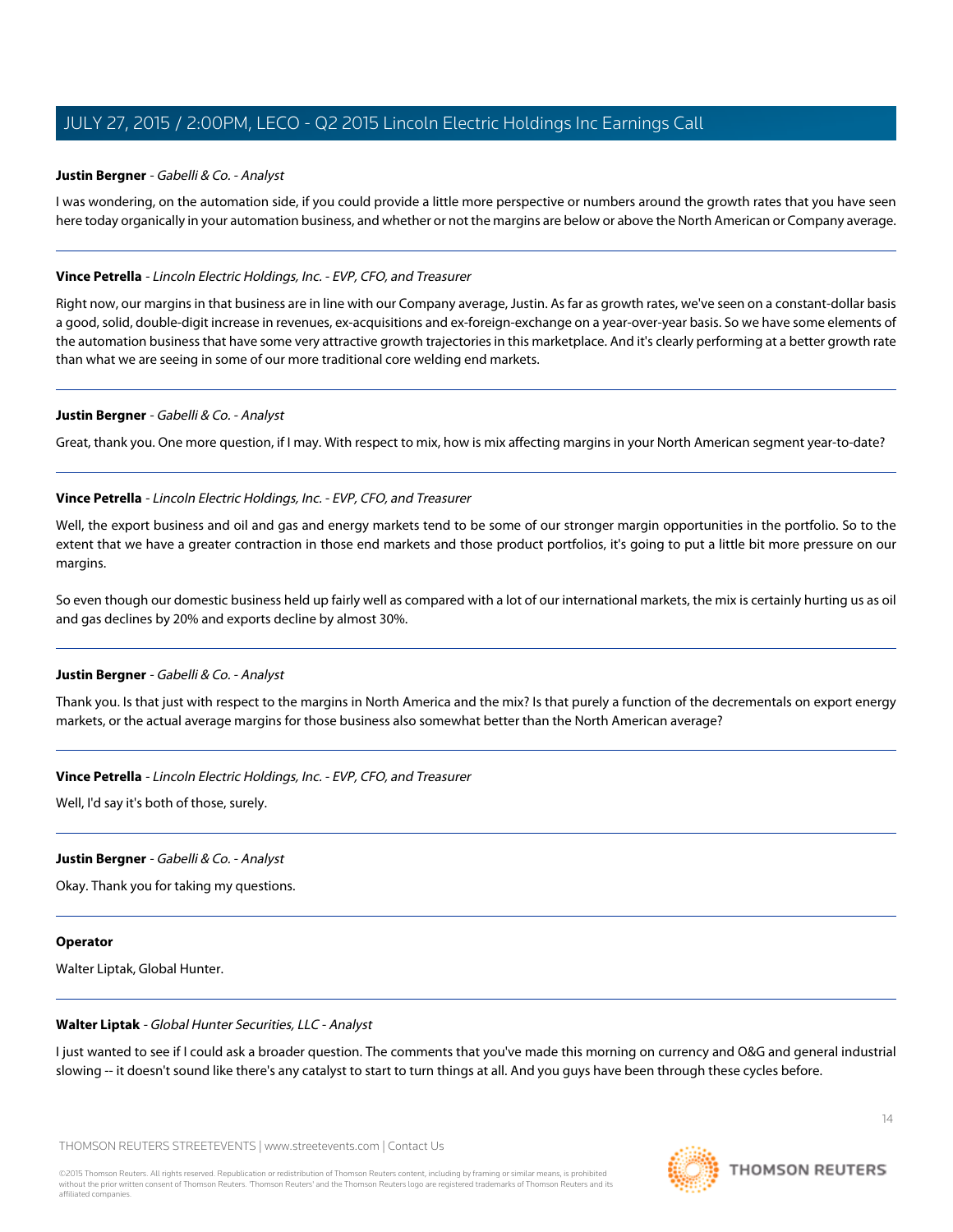**Justin Bergner** - *Gabelli & Co. - Analyst*

I was wondering, on the automation side, if you could provide a little more perspective or numbers around the growth rates that you have seen here today organically in your automation business, and whether or not the margins are below or above the North American or Company average.

---

**Vince Petrella** - *Lincoln Electric Holdings, Inc. - EVP, CFO, and Treasurer*

Right now, our margins in that business are in line with our Company average, Justin. As far as growth rates, we've seen on a constant-dollar basis a good, solid, double-digit increase in revenues, ex-acquisitions and ex-foreign-exchange on a year-over-year basis. So we have some elements of the automation business that have some very attractive growth trajectories in this marketplace. And it's clearly performing at a better growth rate than what we are seeing in some of our more traditional core welding end markets.

---

**Justin Bergner** - *Gabelli & Co. - Analyst*

Great, thank you. One more question, if I may. With respect to mix, how is mix affecting margins in your North American segment year-to-date?

---

**Vince Petrella** - *Lincoln Electric Holdings, Inc. - EVP, CFO, and Treasurer*

Well, the export business and oil and gas and energy markets tend to be some of our stronger margin opportunities in the portfolio. So to the extent that we have a greater contraction in those end markets and those product portfolios, it's going to put a little bit more pressure on our margins.

So even though our domestic business held up fairly well as compared with a lot of our international markets, the mix is certainly hurting us as oil and gas declines by 20% and exports decline by almost 30%.

---

**Justin Bergner** - *Gabelli & Co. - Analyst*

Thank you. Is that just with respect to the margins in North America and the mix? Is that purely a function of the decrementals on export energy markets, or the actual average margins for those business also somewhat better than the North American average?

---

**Vince Petrella** - *Lincoln Electric Holdings, Inc. - EVP, CFO, and Treasurer*

Well, I'd say it's both of those, surely.

---

**Justin Bergner** - *Gabelli & Co. - Analyst*

Okay. Thank you for taking my questions.

---

**Operator**

Walter Liptak, Global Hunter.

---

**Walter Liptak** - *Global Hunter Securities, LLC - Analyst*

I just wanted to see if I could ask a broader question. The comments that you've made this morning on currency and O&G and general industrial slowing -- it doesn't sound like there's any catalyst to start to turn things at all. And you guys have been through these cycles before.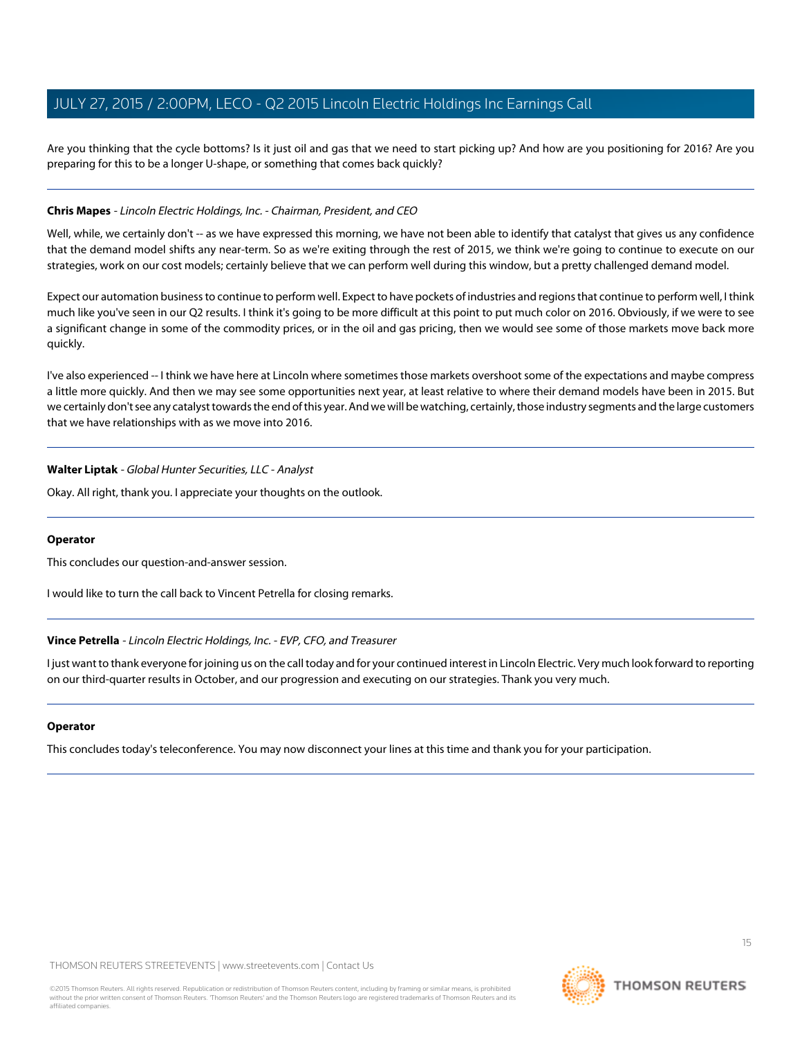Are you thinking that the cycle bottoms? Is it just oil and gas that we need to start picking up? And how are you positioning for 2016? Are you preparing for this to be a longer U-shape, or something that comes back quickly?

---

**Chris Mapes** - *Lincoln Electric Holdings, Inc. - Chairman, President, and CEO*

Well, while, we certainly don't -- as we have expressed this morning, we have not been able to identify that catalyst that gives us any confidence that the demand model shifts any near-term. So as we're exiting through the rest of 2015, we think we're going to continue to execute on our strategies, work on our cost models; certainly believe that we can perform well during this window, but a pretty challenged demand model.

Expect our automation business to continue to perform well. Expect to have pockets of industries and regions that continue to perform well, I think much like you've seen in our Q2 results. I think it's going to be more difficult at this point to put much color on 2016. Obviously, if we were to see a significant change in some of the commodity prices, or in the oil and gas pricing, then we would see some of those markets move back more quickly.

I've also experienced -- I think we have here at Lincoln where sometimes those markets overshoot some of the expectations and maybe compress a little more quickly. And then we may see some opportunities next year, at least relative to where their demand models have been in 2015. But we certainly don't see any catalyst towards the end of this year. And we will be watching, certainly, those industry segments and the large customers that we have relationships with as we move into 2016.

---

**Walter Liptak** - *Global Hunter Securities, LLC - Analyst*

Okay. All right, thank you. I appreciate your thoughts on the outlook.

---

**Operator**

This concludes our question-and-answer session.

I would like to turn the call back to Vincent Petrella for closing remarks.

---

**Vince Petrella** - *Lincoln Electric Holdings, Inc. - EVP, CFO, and Treasurer*

I just want to thank everyone for joining us on the call today and for your continued interest in Lincoln Electric. Very much look forward to reporting on our third-quarter results in October, and our progression and executing on our strategies. Thank you very much.

---

**Operator**

This concludes today's teleconference. You may now disconnect your lines at this time and thank you for your participation.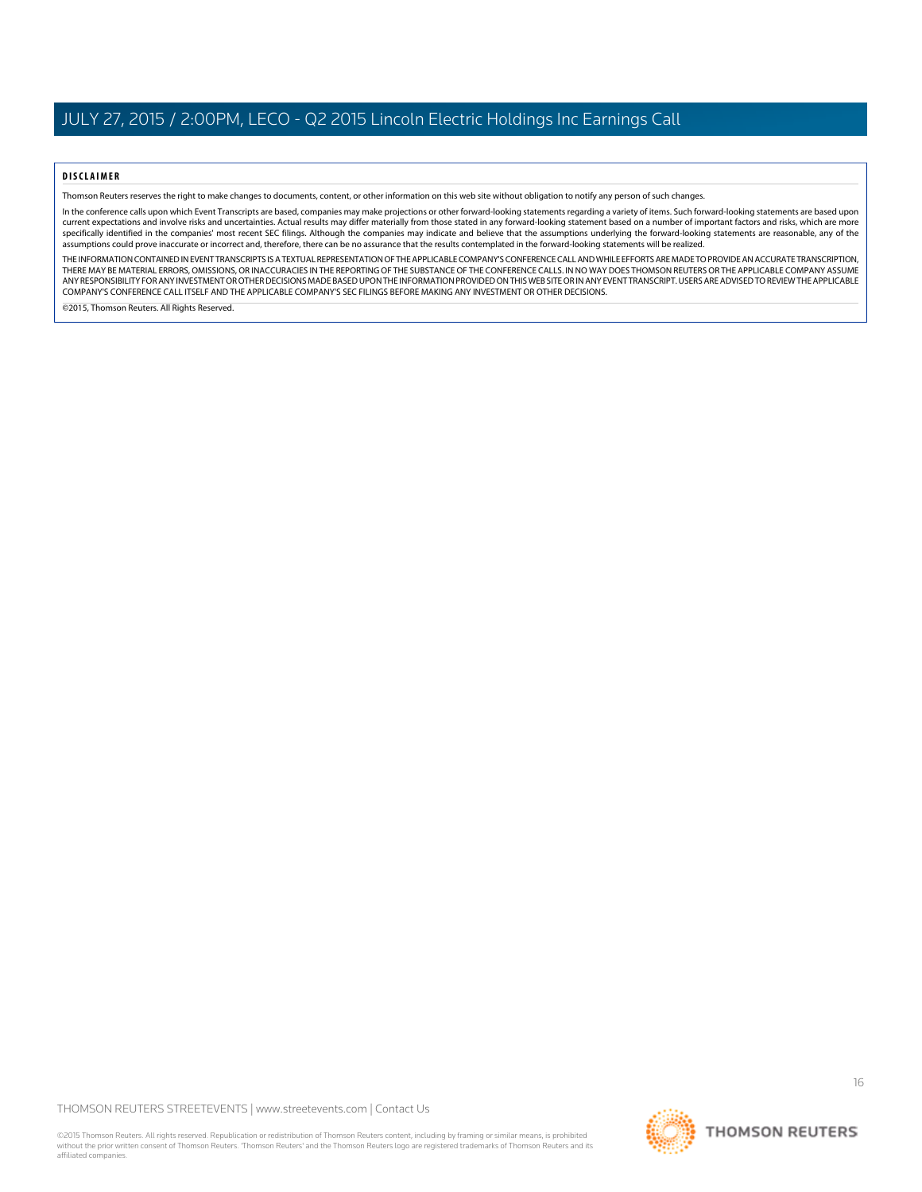## DISCLAIMER

Thomson Reuters reserves the right to make changes to documents, content, or other information on this web site without obligation to notify any person of such changes.

In the conference calls upon which Event Transcripts are based, companies may make projections or other forward-looking statements regarding a variety of items. Such forward-looking statements are based upon current expectations and involve risks and uncertainties. Actual results may differ materially from those stated in any forward-looking statement based on a number of important factors and risks, which are more specifically identified in the companies' most recent SEC filings. Although the companies may indicate and believe that the assumptions underlying the forward-looking statements are reasonable, any of the assumptions could prove inaccurate or incorrect and, therefore, there can be no assurance that the results contemplated in the forward-looking statements will be realized.

THE INFORMATION CONTAINED IN EVENT TRANSCRIPTS IS A TEXTUAL REPRESENTATION OF THE APPLICABLE COMPANY'S CONFERENCE CALL AND WHILE EFFORTS ARE MADE TO PROVIDE AN ACCURATE TRANSCRIPTION, THERE MAY BE MATERIAL ERRORS, OMISSIONS, OR INACCURACIES IN THE REPORTING OF THE SUBSTANCE OF THE CONFERENCE CALLS. IN NO WAY DOES THOMSON REUTERS OR THE APPLICABLE COMPANY ASSUME ANY RESPONSIBILITY FOR ANY INVESTMENT OR OTHER DECISIONS MADE BASED UPON THE INFORMATION PROVIDED ON THIS WEB SITE OR IN ANY EVENT TRANSCRIPT. USERS ARE ADVISED TO REVIEW THE APPLICABLE COMPANY'S CONFERENCE CALL ITSELF AND THE APPLICABLE COMPANY'S SEC FILINGS BEFORE MAKING ANY INVESTMENT OR OTHER DECISIONS.

©2015, Thomson Reuters. All Rights Reserved.